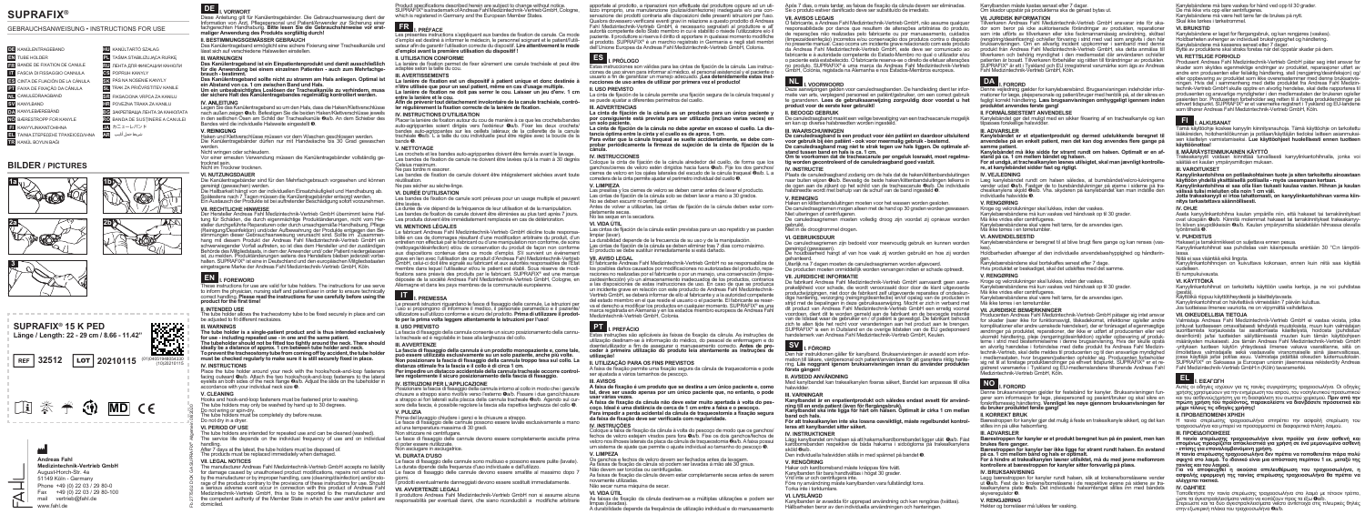# SUPRAFIX®

GEBRAUCHSANWEISUNG • INSTRUCTIONS FOR USE

- DE KANÜLENTRAGEBAND
- EN TUBE HOLDER
- FR BANDE DE FIXATION DE CANULE
- IT FASCIA DI FISSAGGIO CANNULA
- ES CINTA DE FIJACIÓN DE LA CÁNULA
- PT FAIXA DE FIXAÇÃO DA CÂNULA
- NL CANULEDRAAGBAND
- DA KANYLEBÅND
- SV KANYLHÅLLARBAND
- NO BÆRESTROPP FOR KANYLE
- FI KANYYLIKANTOHIHNA
- EL ΤΑΙΝΙΑ ΣΤΕΡΕΩΣΗΣ ΤΡΑΧΕΙΟΣΩΛΗΝΑ
- TR KANÜL BOYUN BAĞI
- HU KANÜLTARTÓ SZALAG
- SK TAŠMA STABILIZUJÚCA RÚRKU
- RU ЛЕНТА ДЛЯ ФИКСАЦИИ КАНЮЛИ
- PL OPASKA KANIULI
- CS PÁS NA NOSENÍ KANYLY
- HR TRAKA ZA PRIDRŽAVANJE KANILE
- LV FIKSĀCIJAS LENTA KANULAI
- SL POVEZNA TRAKA ZA KANILO
- LT KANIULĖS JUOSTA
- RO BANDĂ DE SUSȚINERE A CANULEI
- JA カニューレバンド
- AR شريط حامل القنية

## BILDER / PICTURES

**SUPRAFIX® 15 K PED**
**Länge / Length: 22 - 29 cm / 8.66 - 11.42"**

REF 32512 LOT 20201115

(01)04031948054330 (11)20201115

**Andreas Fahl Medizintechnik-Vertrieb GmbH**
August-Horch-Str. 4a
51149 Köln - Germany
Phone +49 (0) 22 03 / 29 80-0
Fax +49 (0) 22 03 / 29 80-100
mail vertrieb@fahl.de
www.fahl.de

## DE

### I. VORWORT

Diese Anleitung gilt für Kanülentragebänder. Die Gebrauchsanweisung dient der Information von Arzt, Pflegepersonal und Patient/Anwender zur Sicherung einer fachgerechten Handhabung. **Bitte lesen Sie die Gebrauchshinweise vor erstmaliger Anwendung des Produkts sorgfältig durch!**

### II. BESTIMMUNGSGEMÄSSER GEBRAUCH

Das Kanülentrageband ermöglicht eine sichere Fixierung einer Trachealkanüle und lässt sich auf verschiedene Halsweiten einstellen.

### III. WARNUNGEN

**Das Kanülentrageband ist ein Einpatientenprodukt und damit ausschließlich für die Anwendung bei einem einzelnen Patienten - auch zum Mehrfachgebrauch - bestimmt.**

**Das Kanülentrageband sollte nicht zu stramm am Hals anliegen. Optimal ist ein Abstand von ca. 1 cm zwischen Band und Hals.**

**Um ein unbeabsichtigtes Loslösen der Trachealkanüle zu verhindern, muss der sichere Halt des Kanülentragebandes regelmäßig kontrolliert werden.**

### IV. ANLEITUNG

Legen Sie das Kanülentrageband so um den Hals, dass die Haken/Klettverschlüsse nach außen zeigen (Abb. 1). Befestigen Sie die beiden Haken/Klettverschlüsse jeweils in den seitlichen Ösen am Schild der Trachealkanüle (Abb. 2). Am Schieber des Bandes wird die individuelle Halsweite eingestellt.

### V. REINIGUNG

Haken und Klettverschlüsse müssen vor dem Waschen geschlossen werden.
Die Kanülentragebänder dürfen nur mit Handwäsche bis 30 Grad gewaschen werden.
Nicht wringen oder schleudern.
Vor einer erneuten Verwendung müssen die Kanülentragebänder vollständig getrocknet sein.
Nicht im Trockner trocknen.

### VI. NUTZUNGSDAUER

Die Kanülentragebänder sind für den Mehrfachgebrauch vorgesehen und können gereinigt (gewaschen) werden.
Die Haltbarkeit hängt von der individuellen Einsatzhäufigkeit und Handhabung ab.
Spätestens nach 7 Tagen müssen die Kanülentragebänder entsorgt werden.
Bei Beschädigungen sind die Produkte sofort auszutauschen.

### VII. RECHTLICHE HINWEISE

Der Hersteller Andreas Fahl Medizintechnik-Vertrieb GmbH übernimmt keine Haftung für Schäden, die durch eigenmächtige Produktänderungen, nicht vom Hersteller durchgeführte Reparaturen oder durch unsachgemäße Handhabung, Pflege (Reinigung/Desinfektion) und/oder Aufbewahrung der Produkte entgegen den Anleitungen dieser Gebrauchsanweisung verursacht sind. Sollte im Zusammenhang mit diesem Produkt der Andreas Fahl Medizintechnik-Vertrieb GmbH ein schwerwiegender Vorfall auftreten, so ist dies dem Hersteller und der zuständigen Behörde des Mitgliedstaats, in dem der Anwender und/oder Patient niedergelassen ist, zu melden. Produktänderungen seitens des Herstellers bleiben jederzeit vorbehalten. SUPRAFIX® ist eine in Deutschland und den europäischen Mitgliedsstaaten eingetragene Marke der Andreas Fahl Medizintechnik-Vertrieb GmbH, Köln.

## EN

### I. FOREWORD

These instructions for use are valid for tube holders. The instructions for use serve to inform the physician, nursing staff and patient/carer in order to ensure technically correct handling. **Please read the instructions for use carefully before using the product for the first time!**

### II. INTENDED USE

The tube holder allows the tracheostomy tube to be fixed securely in place and can be adjusted to fit different neck sizes.

### III. WARNINGS

**The tube holder is a single-patient product and is thus intended exclusively for use - including repeated use - in one and the same patient.**

**The tube holder should not be fitted too tightly around the neck. There should ideally be a distance of approx. 1 cm between tube holder and neck.**

**To prevent the tracheostomy tube from coming off by accident, the tube holder must be checked regularly to make sure it is still securely fixed in place.**

### IV. INSTRUCTIONS

Place the tube holder around your neck with the hooks/hook-and-loop fasteners facing outward (Fig. 1). Attach the two hooks/hook-and-loop fasteners to the lateral eyelets on both sides of the neck flange (Fig. 2). Adjust the width on the tube holder in accordance with your individual neck size.

### V. CLEANING

Hooks and hook-and-loop fasteners must be fastened prior to washing.
The tube holders may only be washed by hand up to 30 degrees.
Do not wring or spin-dry.
The tube holders must be completely dry before reuse.
Do not dry in a dryer.

### VI. PERIOD OF USE

The tube holders are intended for repeated use and can be cleaned (washed).
The service life depends on the individual frequency of use and on individual handling.
After 7 days at the latest, the tube holders must be disposed of.
The products must be replaced immediately when damaged.

### VII. LEGAL NOTICES

The manufacturer Andreas Fahl Medizintechnik-Vertrieb GmbH accepts no liability for damage caused by unauthorized product modifications, repairs not carried out by the manufacturer or by improper handling, care (cleaning/disinfection) and/or storage of the products contrary to the instructions contained in these instructions for use. If a serious adverse event occurs in connection with this product of Andreas Fahl Medizintechnik-Vertrieb GmbH, this is to be reported to the manufacturer and the competent authority of the Member State in which the user and/or patient are domiciled.

Product specifications described herein are subject to change without notice. SUPRAFIX® is a trademark of Andreas Fahl Medizintechnik-Vertrieb GmbH, Cologne, which is registered in Germany and the European Member States.

## FR

### I. PRÉFACE

Les présentes instructions s'appliquent aux bandes de fixation de canule. Ce mode d'emploi est destiné à informer le médecin, le personnel soignant et le patient/l'utilisateur afin de garantir l'utilisation correcte du dispositif. **Lire attentivement le mode d'emploi avant la première utilisation du dispositif !**

### II. UTILISATION CONFORME

La bande de fixation permet de fixer sûrement une canule trachéale et peut être adaptée selon la taille du cou.

### III. AVERTISSEMENTS

**La bande de fixation est un dispositif à patient unique et donc destinée à n'être utilisée que pour un seul patient, même en cas d'usage multiple.**

**La bande de fixation ne doit pas serrer le cou. Laisser un jeu d'env. 1 cm entre la bande et le cou.**

**Afin de prévenir le détachement involontaire de la canule trachéale, contrôler régulièrement la fixation correcte de la bande de fixation.**

### IV. INSTRUCTIONS D'UTILISATION

Placer la bande de fixation autour du cou de manière à ce que les crochets/bandes auto-agrippantes soient dirigés vers l'extérieur (Fig. 1). Fixer les deux crochets/bandes auto-agrippantes sur les œillets latéraux de la collerette de la canule trachéale (Fig. 2). La taille du cou individuelle peut être réglée avec la boucle de la bande.

### V. NETTOYAGE

Les crochets et les bandes auto-agrippantes doivent être fermés avant le lavage.
Les bandes de fixation de canule ne doivent être lavées qu'à la main à 30 degrés Celsius maximum.
Ne pas tordre ni essorer.
Les bandes de fixation de canule doivent être intégralement séchées avant toute réutilisation.
Ne pas sécher au sèche-linge.

### VI. DURÉE D'UTILISATION

Les bandes de fixation de canule sont prévues pour un usage multiple et peuvent être lavées.
La durée de vie dépend de la fréquence de leur utilisation et de la manipulation.
Les bandes de fixation de canule doivent être éliminées au plus tard après 7 jours.
Les produits doivent être immédiatement remplacés en cas de détérioration.

### VII. MENTIONS LÉGALES

Le fabricant Andreas Fahl Medizintechnik-Vertrieb GmbH décline toute responsabilité en cas de dommages résultant d'une modification arbitraire du produit, d'un entretien non effectué par le fabricant ou d'une manipulation non conforme, de soins (nettoyage/désinfection) et/ou de conservation du produit de façon non conforme aux dispositions du mode d'emploi. Si survient un incident grave en lien avec l'utilisation de ce produit d'Andreas Fahl Medizintechnik-Vertrieb GmbH, celui-ci doit être signalé au fabricant et aux autorités responsables de l'État membre dans lequel l'utilisateur et/ou le patient est établi. Sous réserve de modifications dans les produits par le fabricant. SUPRAFIX® est une marque commerciale déposée en Allemagne et dans les pays membres de la communauté européenne d'Andreas Fahl Medizintechnik-Vertrieb GmbH, Cologne.

## IT

### I. PREMESSA

Le presenti istruzioni riguardano le fasce di fissaggio delle cannule. Le istruzioni per l'uso si propongono di informare il medico, il personale paramedico e il paziente/utilizzatore al fine di garantire l'utilizzo corretto del prodotto. **Prima di utilizzare il prodotto per la prima volta leggere attentamente le istruzioni per l'uso!**

### II. USO PREVISTO

La fascia di fissaggio della cannula consente un fissaggio posizionale della cannula tracheale ed è regolabile in base alla larghezza del collo.

### III. AVVERTENZE

**La fascia di fissaggio della cannula è un prodotto monopaziente e, come tale, può essere utilizzata esclusivamente su un solo paziente, anche più volte.**

**Non posizionare la fascia di fissaggio della cannula troppo stretta sul collo. La distanza ottimale fra la fascia e il collo è di circa 1 cm.**

**Per impedire un distacco accidentale della cannula tracheale occorre controllare regolarmente il sicuro posizionamento della fascia di fissaggio.**

### IV. ISTRUZIONI PER L'APPLICAZIONE

Posizionare la fascia di fissaggio della cannula intorno al collo in modo che i ganci/le chiusure a strappo siano rivolti verso l'esterno (Fig. 1). Fissare i due ganci/chiusure a strappo ai fori laterali sulla placca della cannula tracheale (Fig. 2). Agendo sul cursore della fascia, è possibile regolare la fascia alla rispettiva larghezza del collo.

### V. PULIZIA

Prima del lavaggio chiudere i ganci e le chiusure a strappo.
Le fasce di fissaggio delle cannule possono essere lavate esclusivamente a mano ad una temperatura massima di 30 gradi.
Non strizzare né centrifugare.
Le fasce di fissaggio delle cannule devono essere completamente asciutte prima di poter essere riutilizzate.
Non asciugare in asciugatrice.

### VI. DURATA D'USO

Le fasce di fissaggio delle cannule sono multiuso e possono essere pulite (lavate).
La durata dipende dalla frequenza d'uso individuale e dall'utilizzo.
Le fasce di fissaggio delle cannule devono essere smaltite al massimo dopo 7 giorni.
In caso di danneggiamento i prodotti devono essere immediatamente sostituiti.

### VII. AVVERTENZE LEGALI

Il produttore Andreas Fahl Medizintechnik-Vertrieb GmbH non si assume alcuna responsabilità per eventuali danni, che siano riconducibili a modifiche arbitrarie apportate al prodotto, a riparazioni non effettuate dal produttore oppure ad un utilizzo improprio, una manutenzione (pulizia/disinfezione) inadeguata e/o una conservazione dei prodotti contraria alle disposizioni delle presenti istruzioni per l'uso. Qualora dovesse verificarsi eventi gravi in relazione a questo prodotto di Andreas Fahl Medizintechnik-Vertrieb GmbH, è necessario segnalarli al produttore e all'autorità competente dello Stato membro in cui è stabilito l'utilizzatore e/o il paziente. Il produttore si riserva la facoltà di apportare in qualsiasi momento modifiche al prodotto. SUPRAFIX® è un marchio registrato in Germania e negli stati membri dell'Unione Europea da Andreas Fahl Medizintechnik-Vertrieb GmbH, Colonia.

## ES

### I. PRÓLOGO

Estas instrucciones son válidas para las cintas de fijación de la cánula. Las instrucciones de uso sirven para informar al médico, al personal asistencial y al paciente o usuario a fin de garantizar un manejo adecuado. **¡Lea detenidamente estas instrucciones de uso antes de utilizar por primera vez el producto!**

### II. USO PREVISTO

La cinta de fijación de la cánula permite una fijación segura de la cánula traqueal y se puede ajustar a diferentes perímetros del cuello.

### III. ADVERTENCIAS

**La cinta de fijación de la cánula es un producto para un único paciente y por consiguiente está prevista para ser utilizada (incluso varias veces) en un solo paciente.**

**La cinta de fijación de la cánula no debe apretar en exceso el cuello. La distancia óptima entre la cinta y el cuello es de aprox. 1 cm.**

**Para evitar que la cánula traqueal se suelte accidentalmente, se debe comprobar periódicamente la firmeza de sujeción de la cinta de fijación de la cánula.**

### IV. INSTRUCCIONES

Coloque la cinta de fijación de la cánula alrededor del cuello, de forma que los ganchos/cierres de velcro estén dirigidos hacia fuera (Fig. 1). Fije los dos ganchos/cierres de velcro en los ojales laterales del escudo de la cánula traqueal (Fig. 2). La corredera de la cinta permite ajustar el perímetro individual del cuello.

### V. LIMPIEZA

Los ganchos y los cierres de velcro se deben cerrar antes de lavar el producto.
Las cintas de fijación de la cánula solo se deben lavar a mano a 30 grados.
No se deben escurrir ni centrifugar.
Antes de volver a utilizarlas, las cintas de fijación de la cánula deben estar completamente secas.
No las seque en la secadora.

### VI. VIDA ÚTIL

Las cintas de fijación de la cánula están previstas para un uso repetido y se pueden limpiar (lavar).
La vida útil depende de la frecuencia de su uso y de la manipulación.
Las cintas de fijación de la cánula se deben eliminar tras 7 días como máximo.
El producto se debe sustituir inmediatamente si está dañado.

### VII. AVISO LEGAL

El fabricante Andreas Fahl Medizintechnik-Vertrieb GmbH no se responsabiliza de los posibles daños causados por modificaciones no autorizadas del producto, reparaciones no realizadas por el fabricante o por un manejo, una conservación (limpieza/desinfección) y/o un almacenamiento inadecuados del producto que no respeten las disposiciones de estas instrucciones de uso. En caso de que se produzca un incidente grave en relación con este producto de Andreas Fahl Medizintechnik-Vertrieb GmbH, se deberá informar de ello al fabricante y a la autoridad competente del estado miembro en el que resida el usuario o el paciente. El fabricante se reserva el derecho a realizar cambios en los productos en cualquier momento. SUPRAFIX® es una marca registrada en Alemania y en los estados miembros europeos de Andreas Fahl Medizintechnik-Vertrieb GmbH, Colonia.

## PT

### I. PREFÁCIO

Estas instruções são aplicáveis às faixas de fixação da cânula. As instruções de utilização destinam-se a informar o médico, o pessoal de enfermagem e o doente/utilizador a fim de assegurar o manuseamento correcto. **Antes de proceder à primeira utilização do produto leia atentamente as instruções de utilização!**

### II. UTILIZAÇÃO PARA OS FINS PREVISTOS

A faixa de fixação permite uma fixação segura da cânula de traqueostomia e pode ser ajustada a vários tamanhos de pescoço.

### III. AVISOS

**A faixa de fixação é um produto que se destina a um único paciente e, como tal, deve ser usada apenas por um único paciente, mesmo se, em entanto, o pode usar várias vezes.**

**A faixa de fixação da cânula não deve estar muito apertada à volta do pescoço. Idealmente deve existir uma distância de cerca de 1 cm entre a faixa e o pescoço.**

**Para impedir a perda acidental da cânula de traqueostomia, a fixação segura da faixa de fixação deve ser verificada com regularidade.**

### IV. INSTRUÇÕES

Coloque a faixa de fixação da cânula à volta do pescoço de modo que os ganchos/fechos de velcro estejam virados para fora (Fig. 1). Fixe os dois ganchos/fechos de velcro nos ilhoses laterais da placa da cânula de traqueostomia (Fig. 2). Ajuste a largura com o cursor da faixa de acordo com o tamanho individual do pescoço.

### V. LIMPEZA

Os ganchos e fechos de velcro devem ser fechados antes da lavagem.
As faixas de fixação da cânula só podem ser lavadas à mão até 30 graus.
Não torcer nem centrifugar.
As faixas de fixação da cânula devem estar completamente secas antes de serem reutilizadas.
Não secar numa máquina de secar.

### VI. VIDA ÚTIL

As faixas de fixação da cânula destinam-se a múltiplas utilizações e podem ser limpas (lavadas).
A durabilidade depende da frequência de utilização individual e do manuseamento.
Após 7 dias, o mais tardar, as faixas de fixação da cânula devem ser eliminadas.
Se o produto estiver danificado deve ser substituído de imediato.

### VII. AVISOS LEGAIS

O fabricante, a Andreas Fahl Medizintechnik-Vertrieb GmbH, não assume qualquer responsabilidade por danos que resultem de alterações arbitrárias do produto, de reparações não realizadas pelo fabricante ou de manuseamento, cuidados (limpeza/desinfecção) e/ou armazenamento incorrectos dos produtos contrários às disposições das instruções de utilização. Se ocorrer um incidente grave relacionado com este produto da Andreas Fahl Medizintechnik-Vertrieb GmbH, esse facto deve ser comunicado ao fabricante e à autoridade competente do Estado-Membro no qual o utilizador e/ou o paciente está estabelecido. O fabricante reserva-se o direito de efectuar alterações ao produto. SUPRAFIX® é uma marca registada na Alemanha e nos Estados-Membros europeus da Andreas Fahl Medizintechnik-Vertrieb GmbH, Colónia.

## NL

### I. VOORWOORD

Deze instructies gelden voor canuledraagbanden. De handleiding dient ter informatie van arts, verplegend personeel en patiënt/gebruiker, om een correct gebruik te waarborgen. **Lees de gebruiksaanwijzing zorgvuldig door voordat u het product voor de eerste keer gebruikt!**

### II. BEOOGD GEBRUIK

De canuledraagband maakt een veilige bevestiging van een tracheacanule mogelijk en kan op diverse halsbreedtes worden ingesteld.

### III. WAARSCHUWINGEN

**De canuledraagband is een product voor één patiënt en daardoor uitsluitend voor gebruik bij één patiënt - ook voor meermalig gebruik - bestemd.**

**De canuledraagband mag niet te strak tegen uw hals liggen. De optimale afstand tussen band en hals bedraagt ca. 1 cm.**

**Om te voorkomen dat de tracheacanule per ongeluk losraakt, moet regelmatig worden gecontroleerd of de canuledraagband goed vastzit.**

### IV. INSTRUCTIE

Plaats de canuledraagband zodanig om de hals dat de haken/klittenbandsluitingen naar buiten wijzen (Afb. 1). Bevestig de beide haken/klittenbandsluitingen telkens in de ogen aan de zijkant op het schild van de tracheacanule (Afb. 2). De individuele halsbreedte wordt met behulp van de schuif van de band ingesteld.

### V. REINIGING

Haken en klittenbandsluitingen moeten voor het wassen worden gesloten.
De canuledraagbanden mogen alleen met de hand op 30 graden worden gewassen.
Niet uitwringen of centrifugeren.
De canuledraagbanden moeten volledig droog zijn voordat zij opnieuw worden gebruikt.
Niet in de droogtrommel drogen.

### VI. GEBRUIKSDUUR

De canuledraagbanden zijn bedoeld voor meervoudig gebruik en kunnen worden gereinigd (gewassen).
De houdbaarheid hangt af van hoe vaak zij worden gebruikt en hoe zij worden gehanteerd.
Uiterlijk na 7 dagen moeten de canuledraagbanden worden afgevoerd.
De producten moeten onmiddellijk worden vervangen indien er schade optreedt.

### VII. JURIDISCHE INFORMATIE

De fabrikant Andreas Fahl Medizintechnik-Vertrieb GmbH aanvaardt geen aansprakelijkheid voor schade, die wordt veroorzaakt door door de klant uitgevoerde productwijzigingen, niet door de fabrikant uitgevoerde reparaties of door onzorgvuldige hantering, verzorging (reiniging/desinfectie) en/of opslag van de producten in strijd met de instructies in deze gebruiksaanwijzing. Als er zich in verband met dit product van Andreas Fahl Medizintechnik-Vertrieb GmbH een ernstig voorval voordoet, dient dit te worden gemeld aan de fabrikant en de bevoegde instantie van de lidstaat waar de gebruiker en/of patiënt is gevestigd. De fabrikant behoudt zich te allen tijde het recht voor veranderingen aan het product aan te brengen. SUPRAFIX® is een in Duitsland en de Europese lidstaten geregistreerd handelsmerk van Andreas Fahl Medizintechnik-Vertrieb GmbH, Keulen.

## SV

### I. FÖRORD

Denna instruktion gäller för kanylhållarband. Bruksanvisningen är avsedd som information för läkare, vårdpersonal och patient/användare för att garantera riktig hantering. **Läs noggrant igenom bruksanvisningen innan du använder produkten första gången!**

### II. AVSEDD ANVÄNDNING

Med kanylhållarbandet kan trakealkanylen fixeras säkert. Bandet kan anpassas till olika halsvidder.

### III. VARNINGAR

**Kanylbandet är en engångsprodukt och således endast avsett för användning till en enda patient (även för flergångsbruk).**

**Kanylbandet ska inte ligga för hårt om halsen. Optimalt är cirka 1 cm mellan band och hals.**

**För att trakealkanylen inte ska lossna oavsiktligt, måste regelbundet kontrolleras att kanylbandet sitter säkert.**

### IV. INSTRUKTIONER

Lägg kanylbandet runt halsen så att haken/kardborrebanden pekar utåt (Bild 1). Fäst de båda hakarna/kardborrebanden i de sidoöglorna på trakealkanylens skyddsplatta (Bild 2). Den individuella halsvidden ställs in med reglaget på bandet.

### V. RENGÖRING

Hakar och kardborreband måste knäppas före tvätt.
Kanylbanden får bara handtvättas i högst 30 grader.
Vrid inte ur och centrifugera inte.
Före ny användning måste kanylbanden vara fullständigt torra.
Torka inte i torktumlare.

### VI. ANVÄNDNINGSTID

Kanylbanden är avsedda för upprepad användning och kan rengöras (tvättas).
Hållbarheten beror av den individuella användningen och hanteringen.
Kanylbanden måste kasseras senast efter 7 dagar.
Om skador uppstår ska produkterna ska genast bytas ut.

### VII. JURIDISK INFORMATION

Tillverkaren, Andreas Fahl Medizintechnik-Vertrieb GmbH, tar inget ansvar för skador som beror på icke auktoriserade förändringar av produkten, reparationer som inte utförts av tillverkaren eller icke fackmannamässig användning, skötsel (rengöring/desinficering) och/eller förvaring av produkterna som strider mot anvisningarna i bruksanvisningen. Om en allvarlig incident uppkommer i samband med denna produkt från Andreas Fahl Medizintechnik-Vertrieb GmbH, ska detta anmälas till tillverkaren och behörig myndighet i den medlemsstat där användaren och/eller patienten är bosatt. Tillverkaren förbehåller sig rätten till förändringar av produkten. SUPRAFIX® är ett i Tyskland och EU-medlemsländerna registrerat varumärke som ägs av Andreas Fahl Medizintechnik-Vertrieb GmbH, Köln.

## DA

### I. FORORD

Denne vejledning gælder for kanylebåndet. Brugsanvisningen indeholder informationer for læge, plejepersonale og patient/bruger med henblik på, at der sikres en faglig korrekt håndtering. **Læs brugsanvisningen omhyggeligt igennem inden produktet anvendes første gang!**

### II. FORMÅLSBESTEMT ANVENDELSE

Kanylebåndet gør det muligt med en sikker fiksering af en trachealkanyle og kan tilpasses forskellige halsvidder.

### III. ADVARSLER

**Kanylebåndet er et etpatientprodukt og dermed udelukkende beregnet til anvendelse på en enkelt patient, men det kan dog anvendes flere gange på samme patient.**

**Kanylebåndet må ikke sidde for stramt rundt om halsen. Optimalt er en afstand på ca. 1 cm mellem båndet og halsen.**

**For at undgå, at trachealkanylen løsnes utilsigtet, skal man jævnligt kontrollere, at kanylebåndet sidder fast og rigtigt.**

### IV. VEJLEDNING

Læg kanylebåndet rundt om halsen således, at hompe/velcrolukningerne vender ud (Fig. 1). Fastgør de to hompe/velcrolukninger på øjerne i siderne på trachealkanylens plade (Fig. 2). Vha. skyderen på kanylebåndet kan man indstille den individuelle halsvidde.

### V. RENGØRING

Hompe og velcrolukninger skal lukkes, inden der vaskes.
Kanylebåndene må kun vaskes ved håndvask op til 30 grader.
Må ikke vrides eller centrifugeres.
Kanylebåndene skal være helt tørre, før de anvendes igen.
Må ikke tørres i en tørretumbler.

### VI. ANVENDELSESTID

Kanylebåndene er beregnet til at blive brugt flere gange og kan rengøres (vaskes).
Holdbarheden afhænger af den individuelle anvendelseshyppighed og håndteringen.
Kanylebåndene skal bortskaffes senest efter 7 dage.
Hvis produktet er beskadiget, skal det udskiftes med det samme.

### VII. JURIDISKE BEMÆRKNINGER

Producenten Andreas Fahl Medizintechnik-Vertrieb GmbH påtager sig intet ansvar for skader (især ikke for funktionssvigt, tilskadekomst, infektioner og/eller andre komplikationer eller andre uønskede hændelser), der er forårsaget af egenmægtige ændringer på produktet, reparationer, der ikke er udført af producenten eller ved ukorrekt håndtering, pleje (rengøring/desinfektion) og/eller opbevaring af produkterne i strid med bestemmelserne i denne brugsanvisning. Hvis der skulle opstå en alvorlig hændelse i forbindelse med dette produkt fra Andreas Fahl Medizintechnik-Vertrieb, skal dette meldes til producenten og til den ansvarlige myndighed i medlemsstaten, hvor brugeren/patienten opholder sig. Producenten forbeholder sig til enhver tid ret til at foretage produktændringer. SUPRAFIX® er et i Tyskland og i EU-medlemslandene registreret varemærke tilhørende Andreas Fahl Medizintechnik-Vertrieb GmbH, Köln.

## NO

### I. FORORD

Denne bruksanvisningen gjelder for bærestropp for kanyler. Bruksanvisningen fungerer som informasjon for lege, pleiepersonell og pasient/bruker og skal sikre en korrekt håndtering. **Vennligst les nøye gjennom bruksanvisningen før du bruker produktet første gang!**

### II. KORREKT BRUK

Bærestroppen for kanyler gir det mulig å feste en trakealkanyle sikkert, og det kan stilles inn på ulike halsomkrets.

### III. ADVARSLER

**Bærestroppen for kanyler er et produkt beregnet kun på en pasient, men kan brukes flere ganger.**

**Bærestroppen for kanyler bør ikke ligge for stramt rundt halsen. En avstand på ca. 1 cm mellom band og hals er optimalt.**

**For å hindre at trakealkanylen løsner utilsiktet, må du regelmessig kontrollere at bærestroppen for kanylen sitter godt fast.**

### IV. INSTRUKSJON

Legg bærestroppen for kanyler rundt halsen slik at krokene/borrelåsene peker utover (fig. 1). Fest de to krokene/borrelåsene i hver av de laterale øyene på trakealkanylens skjold (fig. 2). Den individuelle halsomkretsen stilles inn med stroppens skyver.

### V. RENGJØRING

Kroker og borrelåser må lukkes før vask.
Bærestroppene for kanyler må kun håndvaskes i maks. 30 grader.
Må ikke vris eller sentrifugeres.
Før ny bruk må bærestroppene for kanyler tørke fullstendig.
Skal ikke tørkes i tørketrommel.

### VI. BRUKSVARIGHET

Bærestroppene for kanyler er beregnet for flere gangers bruk og kan rengjøres (vaskes).
Holdbarheten avhenger av den individuelle bruken og håndteringen.
Bærestroppene for kanyler må kastes etter senest 7 dager.
Ved skader må produktene straks skiftes ut.

### VII. RETTSLIGE FORHOLD

Produsenten Andreas Fahl Medizintechnik-Vertrieb GmbH påtar seg ikke ansvar for skader som skyldes egenmektige endringer av produktet, reparasjoner som ikke er utført av produsenten, eller ukyndig håndtering, pleie (rengjøring/desinfeksjon) og/eller oppbevaring av produktene som ikke er i samsvar med anvisningene i denne bruksanvisningen. Skulle det oppstå en alvorlig hendelse i forbindelse med dette produktet fra Andreas Fahl Medizintechnik-Vertrieb GmbH, skal dette meldes til produsenten og til ansvarlig myndighet i medlemsstaten der brukeren og/eller pasienten er bosatt. Produsenten forbeholder seg retten til å foreta endringer på produktet. SUPRAFIX® er et varemerke registrert i Tyskland og EU-medlemslandene som tilhører Andreas Fahl Medizintechnik-Vertrieb GmbH, Köln.

## FI

### I. ALKUSANAT

Tämä käyttöohje koskee kanyylin kiinnitysnauhoja. Tämä käyttöohje on tarkoitettu lääkäreiden, hoitohenkilökunnan ja potilaan/käyttäjän tiedoksi tuotteen asianmukaisen käsittelyn varmistamiseksi. **Lue käyttöohjeet huolellisesti ennen tuotteen käyttöönottoa!**

### II. MÄÄRÄYSTENMUKAINEN KÄYTTÖ

Trakeakanyylit voidaan kiinnittää turvallisesti kanyylinkantohihnalla, jonka voi säätää eri kaulan ympärysmittojen mukaan.

### III. VAROITUKSET

**Kanyylinkantohihna on potilaskohtainen tuote ja siten tarkoitettu ainoastaan käyttöön yksittäisellä potilaalla - myös useampaan kertaan.**

**Kanyylinkantohihna ei saa olla liian tiukasti kaulan ympärillä. Hihnan ja kaulan välissä tulisi olla mieluiten noin 1 cm:n väli.**

**Jotta trakeakanyyli ei irtoa tahattomasti, on kanyylinkantohihnan varma kiinnitys tarkastettava säännöllisesti.**

### IV. OHJE

Aseta kanyylinkantohihna kaulan ympärille niin, että haksarit tai tarrakiinnitykset ovat ulospäin (Kuva 1). Kiinnitä molemmat haksarit tai tarrakiinnitykset kanyylin kilven sivussa oleviin aukkoihin (Kuva 2). Kaulan ympärysmitta säädetään hihnassa olevalla luistimella.

### V. PUHDISTUS

Haksarit ja tarrakiinnitykset on suljettava ennen pesua.
Kanyylinkantohihnat saa puhdistaa ainoastaan käsinpesulla enintään 30 °C:n lämpötilassa.
Niitä ei saa väännellä eikä lingota.
Kanyylinkantohihnojen on kuivuttava kokonaan, ennen kuin niitä saa käyttää uudelleen.
Ei kuivausrumpuun.

### VI. KÄYTTÖIKÄ

Kanyylinkantohihnat on tarkoitettu käyttöön useita kertoja, ja ne voi puhdistaa (pestä).
Käyttöikä riippuu käyttötiheydestä ja käsittelytavasta.
Kanyylinkantohihnat on hävitettävä viimeistään 7 päivän käytön jälkeen.
Jos tuotteissa ilmenee vaurioita, ne on vaihdettava välittömästi.

### VII. OIKEUDELLISIA TIETOJA

Valmistaja Andreas Fahl Medizintechnik-Vertrieb GmbH ei vastaa vioista (eikä etenkään toimintaan tai vahinkoihin liittyvistä ongelmista), joiden syynä on omavaltaiset muutokset tuotteeseen, muiden kuin valmistajan tekemät korjaukset tai tuotteen epäasianmukainen käsittely, hoito (puhdistus/desinfiointi) ja/tai tuotteiden säilyttäminen tämän käyttöohjeen ohjeiden vastaisesti. Jos tähän Andreas Fahl Medizintechnik-Vertrieb GmbH:n tuotteeseen liittyen ilmenee vakava vaaratilanne, siitä on ilmoitettava valmistajalle sekä vastaavalle viranomaiselle siinä jäsenvaltiossa, jossa käyttäjä tai potilas asuu. Valmistaja pidättää oikeuden tuotemuutoksiin. SUPRAFIX® on Saksassa ja Euroopan unionin jäsenmaissa rekisteröity Andreas Fahl Medizintechnik-Vertrieb GmbH:n (Köln) tavaramerkki.

## EL

### I. ΕΙΣΑΓΩΓΗ

Αυτές οι οδηγίες ισχύουν για τις ταινίες στερέωσης τραχειοσωλήνων. Οι οδηγίες χρήσης χρησιμεύουν για την ενημέρωση ιατρών, νοσηλευτικού προσωπικού και ασθενών/χρηστών με σκοπό τη διασφάλιση του σωστού χειρισμού. **Πριν από την πρώτη χρήση του προϊόντος, παρακαλούμε να διαβάσετε προσεκτικά τις οδηγίες χρήσης!**

### II. ΠΡΟΒΛΕΠΟΜΕΝΗ ΧΡΗΣΗ

Η ταινία στερέωσης τραχειοσωλήνα επιτρέπει την ασφαλή στερέωση του τραχειοσωλήνα και μπορεί να προσαρμοστεί σε διαφορετικά πλάτη λαιμού.

### III. ΠΡΟΕΙΔΟΠΟΙΗΣΕΙΣ

**Η ταινία στερέωσης τραχειοσωλήνα είναι προϊόν για έναν ασθενή και επομένως προορίζεται αποκλειστικά για χρήση σε ένα μεμονωμένο ασθενή - επίσης για επαναλαμβανόμενη χρήση.**

**Η ταινία στερέωσης τραχειοσωλήνα δεν θα πρέπει να εφαρμόζει πολύ σφιχτά στο λαιμό. Το ιδανικό είναι μια απόσταση περίπου 1 cm μεταξύ της ταινίας και του λαιμού.**

**Για να αποφευχθεί η ακούσια αποσύνδεση του τραχειοσωλήνα, η ασφαλής συγκράτηση της ταινίας στερέωσης τραχειοσωλήνα θα πρέπει να ελέγχεται τακτικά.**

### IV. ΟΔΗΓΙΕΣ

Τοποθετήστε την ταινία στερέωσης τραχειοσωλήνα στο λαιμό με τέτοιο τρόπο, ώστε τα άγκιστρα/κλεισίματα velcro να κοιτάζουν προς τα έξω (Εικ. 1). Στερεώστε και τα δύο άγκιστρα/κλεισίματα velcro αντίστοιχα στις πλευρικές θηλιές στην ασπίδα του τραχειοσωλήνα (Εικ. 2).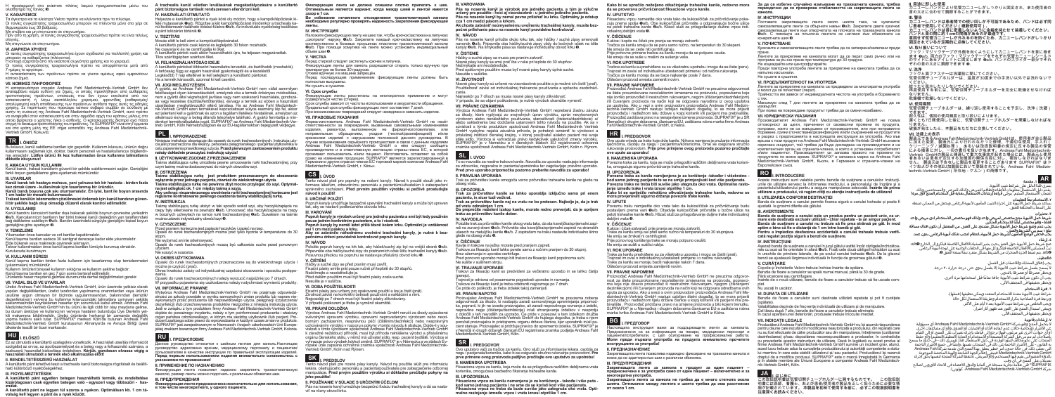Η προσαρμογή στο ανάστατο πλάτος λόγω προγραμματισμού μέσω του αποθέματος της ταινίας ❸.

**K. ΚΑΘΑΡΙΣΜΟΣ**

Το έγκλειστο να το κλείσετε Velcro πρέπει να κλείνονται πριν το πλύσιμο.

Ο ταινίας συγκράτησης τραχειοσωλήνων μπορούν να πλένονται μόνο στο χέρι σε θερμοκρασία έως 30 βαθμούς.

Μη στύψετε και μη στεγνώσετε σε στεγνωτήριο.

Για να τηρείτε καλά, ο ταινίας συγκράτησης τραχειοσωλήνα πρέπει να είναι τελείως στεγνός.

Μη σιδερώσετε σε στεγνωτήριο.

**Λ. ΔΙΑΡΚΕΙΑ ΧΡΗΣΗΣ**

Οι ταινίες συγκράτησης τραχειοσωλήνας έχουν σχεδιαστεί για να Μαλτική χρήση και μπορούν να καθαρίζονται (πλένονται).

Η συνολική διάρκεια ζωής την εκάστοτε συγκράτηση χρήσης και το χρησιμο.

Οι ταινίες συγκράτησης τραχειοσωλήνα πρέπει να αντικατασταθούν μετά από 7 ημέρες το αργότερο.

Η αντικατάσταση των ταινιών πρέπει να γίνεται αμέσως εφού εμφανίσουν φθορά ή ζημιές.

**ΧΙΙ. ΝΟΜΙΚΕΣ ΠΑΡΑΤΗΡΗΣΕΙΣ**

Η κατασκευάστρια εταιρεία Andreas Fahl Medizintechnik-Vertrieb GmbH δεν αναλαμβάνει καμία ευθύνη για ζημιές ή ατυχίες προκληθέντων από αυθαίρετες τροποποιήσεις, πρόβλημα επισκευής που δεν έχουν εκτελεστεί από την κατασκευάστρια ή λόγω ακατάλληλου χειρισμού, φροντίδας ή/και λανθασμένης χρήσης του προϊόντος αντίθετα προς τις οδηγίες χρήσης. Σε περίπτωση που πρόκειται κάποιο σοβαρό συμβάν σε σχέση με αυτό το προϊόν της Andreas Fahl Medizintechnik-Vertrieb GmbH, αυτό πρέπει να αναφερθεί στον κατασκευαστή και στην αρμόδια αρχή του κράτους μέλους στο οποίο βρίσκεται ο χρήστης ή/και ο ασθενής. Ο κατασκευαστής διατηρεί ανά πάσα στιγμή το δικαίωμα ενδεχόμενων αλλαγών. Το SUPRAFIX® αποτελεί σήμα κατατεθέν στη Γερμανία και στις χώρες της ΕΕ σήμα κατατεθέν της Andreas Fahl Medizintechnik-Vertrieb GmbH, Κολωνία.

# TR LÖNSÖZ

Bu kullanım kılavuzu kanül tutma bantları için geçerlidir. Kullanım kılavuzu, ürünün doğru kullanımını sağlamak için doktor, bakım personeli ve hasta/kullanıcıya bilgilendirme amaçlıdır. **Lütfen ürünü ilk kez kullanmadan önce kullanma talimatlarını dikkatle okuyunuz!**

**II. AMACA UYGUN KULLANIM**

Kanül bandı, trakeal kanüllerin güvenli bir şekilde sabitlenmesi içindir. Gerekirse hasta boyun genişliğine göre ayarlanabilir.

**III. UYARILAR**

**Kanül bandı tek hastaya mahsus, yani yalnızca tek bir hastada - birden fazla hastada değil - kullanılmak için tasarlanmıştır.**

**Kanül tutma bandının gerilimi çok ayarlanmamalıdır. En iyisi, kanül ile boyun arasında bir parmak boşluğu bırakınız.**

**Kanül tutma bandının güvenlik nedenlerinden ötürü kanül bandına her zaman dikkatli bakılıp hazırda tutulmalıdır.**

**IV. UYGULAMASI**

Kanül bandını kanülün her iki yanındaki halkalara geçirin ve cırt cırtlı uçları bağlayın. Boyun genişliğine uyum sağlamak için bandı kısaltın ve tekrar bağlayın. Boyun bandının altındaki cırt cırtı açın.

**V. TEMİZLEME**

Yıkamadan önce kanül bandındaki cırt cırtlar kapatılmalıdır.

Kanül bandı sadece 30 santigrat dereceye kadar elde yıkanabilir.

Tekrar kullanmadan önce kanül bandı tamamen kurumalıdır.

Ütülemeyin.

**VI. KULLANIM SÜRESİ**

Kanül tutma bantları tek hastada tekrar kullanılabilir ve temizlenebilir.

Kanül bandı en geç 7 gün sonra değiştirilmelidir.

Kullanım ömrünü bireysel kullanım sıklığı ve kullanım şekline bağlıdır.

**VII. YASAL UYARILAR**

Üretici Andreas Fahl Medizintechnik-Vertrieb GmbH, ürün üzerinde yetkisiz olarak yapılan değişikliklerden, üretici tarafından yapılmamış onarımlardan veya ürünün usulüne uygun olmayan bir biçimde kullanılmasından veya bakımından kaynaklanan fonksiyon hataları, yaralanmalar veya hasarlar durumunda herhangi bir sorumluluk kabul etmemektedir. Andreas Fahl Medizintechnik-Vertrieb GmbH firmasının bu ürünü ile bağlantılı ciddi bir olay meydana gelirse, bu durum üreticiye ve kullanıcının ve/veya hastanın bulunduğu Üye Devletin yetkili makamına bildirilmelidir. Üretici, ürünlerde herhangi bir zamanda değişiklik yapma hakkını saklı tutar. SUPRAFIX® Andreas Fahl Medizintechnik-Vertrieb GmbH, Köln'ün Almanya'da ve Avrupa Birliği üye ülkelerinde tescilli bir ticari markasıdır.

# HU I. ELŐSZÓ

Ez a használati útmutató a kanülrögzítő szalagokra vonatkozik. A használati utasítás információt szolgáltat az orvos, az ápolószemélyzet és a beteg vagy a felhasználó számára, a termék szakszerű használatának biztosítása érdekében. **Kérjük, gondosan olvassa végig a használati utasítást, mielőtt a terméket első alkalommal alkalmazza!**

**II. RENDELTETÉSSZERŰ HASZNÁLAT**

A kanülrögzítő szalagok a tracheális kanülök biztonságos rögzítésére szolgálnak. A kanülszalag a nyak szélességéhez igazítható.

**III. FIGYELMEZTETÉSEK**

**A kanülrögzítő pánt egyetlen beteg használatára készült, és kizárólag egy betegnél alkalmazható.**

**A kanülszalagot nem szabad túl szorosan meghúzni. Optimális esetben egy ujjnyi hely legyen a kanül és a nyak között.**

**Biztonsági okokból a kanülszalagnak mindig készenlétben kell lennie.**

**IV. HASZNÁLATI ÚTMUTATÓ**

A kanülszalag egyik végét vezesse át a kanülpajzs egyik oldalán lévő nyíláson, és rögzítse a tépőzárral. Ismételje meg a folyamatot a másik oldalon is. A nyak szélességéhez a szalag hossza rövidíthető ❸.

**V. TISZTÍTÁS**

Mosás előtt a tépőzárakat le kell zárni.

A kanülszalag csak kézzel mosható, max. 30 fokon.

Ne csavarja ki és ne szárítsa szárítógépben.

A kanülszalag újbóli használat előtt teljesen szárazzá kell váljon.

Ne vasalja!

**VI. FELHASZNÁLHATÓSÁG IDEJE**

A kanülrögzítő szalagok többszöri használatra készültek és tisztíthatók (moshatók). A tényleges használati idő egyéni használati gyakoriságtól és a tisztítástól függ.

A kanülszalagot legkésőbb 7 nap elteltével ki kell cserélni.

Ha a termék megsérül, azonnal ki kell cserélni.

**VII. JOGI MEGJEGYZÉSEK**

A gyártó, az Andreas Fahl Medizintechnik-Vertrieb GmbH nem vállal semmilyen felelősséget olyan károsodásokért, sérülésekért vagy működési zavarokért, amelyek a termék engedély nélküli módosítására, nem a gyártó által végzett javításra, vagy a termék szakszerűtlen kezelésére, ápolására és/vagy nem rendeltetésszerű használatára vezethetők vissza. Ha az Andreas Fahl Medizintechnik-Vertrieb GmbH ezen termékével kapcsolatban súlyos esemény lép fel, akkor azt jelenteni kell a gyártónak és azon tagállam illetékes hatóságának, amelyben a felhasználó és/vagy a beteg lakóhelye van. A gyártó fenntartja a termék változtatásának jogát. A SUPRAFIX® az Andreas Fahl Medizintechnik-Vertrieb GmbH, Köln Németországban és az EU-tagállamokban bejegyzett védjegye.

# RU I. ПРЕДИСЛОВИЕ

Данная инструкция относится к лентам для канюль. Настоящая инструкция предназначена для информирования врача, медицинского персонала и пациента/пользователя в целях обеспечения надлежащего использования изделия. **Перед первым использованием изделия внимательно ознакомьтесь с указаниями по применению!**

**II. ПРИМЕНЕНИЕ ПО НАЗНАЧЕНИЮ**

Фиксирующая лента предназначена для закрепления трахеостомических канюль. Размер ленты можно подогнать к размеру шеи.

**III. ПРЕДУПРЕЖДЕНИЯ**

**Фиксирующая лента предназначена исключительно для использования одним пациентом, и не подлежит передаче другим пациентам.**

**Фиксирующая лента не должна слишком плотно прилегать к шее. Оптимально между канюлей и шеей должен проходить палец.**

**По соображениям безопасности всегда следует иметь в запасе фиксирующую ленту.**

**IV. ИНСТРУКЦИЯ**

Наложите фиксирующую ленту на шею таким образом, чтобы крючковые застежки на липучках «смотрели» наружу. Вставьте конец ленты в прорези фланца канюли и закрепите застежкой ❸. При необходимости укоротите ленту.

**V. ОЧИСТКА**

Перед стиркой застегните липучки.

Фиксирующие ленты для канюль разрешается стирать только вручную при температуре не более 30 градусов.

Не отжимайте и не сушите в сушильной машине.

Перед повторным использованием фиксирующая лента должна быть полностью высушена.

Не гладить утюгом.

**VI. СРОК СЛУЖБЫ**

Фиксирующие ленты рассчитаны на многократное применение и могут подвергаться чистке (стирке).

Срок службы зависит от частоты использования и аккуратности обращения.

Не позднее чем через 7 дней фиксирующую ленту следует заменить.

При возникновении повреждений ленту необходимо немедленно заменить.

**VII. ПРАВОВЫЕ УКАЗАНИЯ**

Фирма-изготовитель Andreas Fahl Medizintechnik-Vertrieb GmbH не несет ответственности за повреждения, травмы, неисправности изделия, вызванные самовольным изменением изделия, ремонтом, выполненным не фирмой-изготовителем, или ненадлежащим обращением, уходом и/или использованием изделия вопреки данной инструкции. При возникновении серьезных инцидентов, связанных с данным изделием компании Andreas Fahl Medizintechnik-Vertrieb GmbH, следует сообщить о них изготовителю и компетентному ведомству страны-члена ЕС, в которой проживает пользователь и/или пациент. Изготовитель оставляет за собой право на изменения продукции. SUPRAFIX® является зарегистрированной в Германии и других странах-членах ЕС торговой маркой компании Andreas Fahl Medizintechnik-Vertrieb GmbH, Кельн.

# PL I. WPROWADZENIE

Niniejsza instrukcja obowiązuje dla opasek do rurek tracheostomijnych. Instrukcja użycia jest przeznaczona dla lekarzy, personelu pielęgniarskiego i pacjenta/użytkownika w celu zapewnienia prawidłowego użycia. **Przed pierwszym zastosowaniem produktu należy dokładnie przeczytać instrukcję użycia!**

**II. UŻYTKOWANIE ZGODNE Z PRZEZNACZENIEM**

Taśma stabilizująca rurkę umożliwia pewne zamocowanie rurki tracheostomijnej; jest możliwe jej dopasowanie do szerokości szyi.

**III. OSTRZEŻENIA**

**Taśma stabilizująca rurkę jest produktem przeznaczonym do stosowania wyłącznie przez jednego pacjenta, również do wielokrotnego użycia.**

**Taśmy stabilizującej rurkę nie powinno się mocno przyciągać do szyi. Optymalnie jest odległość ok. 1 cm między taśmą a szyją.**

**Ze względów bezpieczeństwa pacjent powinien zawsze mieć zapasową taśmę stabilizującą rurkę.**

**IV. INSTRUKCJA**

Taśmę stabilizującą rurkę, należy w taki sposób włożyć szyi, aby haczykowate rzepy były skierowane na zewnątrz ❸. Umocować oba haczykowate rzepy na rurce ze taśmą otworami. Jeśli to konieczne, skrócić taśmę ❸. Następnie przymocować ją na taśmie rzepem.

**V. CZYSZCZENIE**

Przed praniem koniecznie zapiąć haczykowe rzepy na taśmie.

Opaski do rurek tracheostomijnych można prać tylko ręcznie w temperaturze do 30 stopni.

Nie wykręcać ani nie suszyć w suszarce.

Przed ponownym użyciem taśma musi być całkowicie sucha.

Nie prasować.

**VI. OKRES UŻYTKOWANIA**

Opaski do rurek tracheostomijnych przeznaczone są do wielokrotnego użycia i można je czyścić (prać).

Okres trwałości zależy od indywidualnej częstości stosowania i sposobu posługiwania się.

Opaski do rurek tracheostomijnych należy wymienić najpóźniej po 7 dniach.

W przypadku pojawienia się uszkodzeń należy natychmiast wymienić produkt.

**VII. INFORMACJE PRAWNE**

Wytwórca Andreas Fahl Medizintechnik-Vertrieb GmbH nie przejmuje odpowiedzialności za szkody powstałe w wyniku samowolnych zmian produktu lub napraw nieprzeprowadzanych przez producenta lub nieprawidłowego użycia, pielęgnacji i/lub posługiwania się produktem niezgodnie z instrukcją użytkowania. Jeżeli w związku z tym produktem firmy Andreas Fahl Medizintechnik-Vertrieb GmbH dojdzie do poważnego incydentu, należy o tym poinformować producenta i właściwy organ państwa członkowskiego, w którym ma siedzibę użytkownik i/lub pacjent. Producent zastrzega sobie prawo do wprowadzania zmian w produkcie. SUPRAFIX® jest zarejestrowanym w Niemczech i krajach członkowskich Unii Europejskiej znakiem towarowym firmy Andreas Fahl Medizintechnik-Vertrieb GmbH, Kolonia.

# CS I. ÚVOD

Tento návod platí pro popruhy na kanylovou tracheostomickou kanylu. Návod k použití slouží jako informace lékařům, ošetřujícímu personálu a pacientům/uživatelům k zabezpečení správného zacházení. **Před prvním použitím výrobku si pečlivě prostudujte návod k použití!**

**II. URČENÉ POUŽITÍ**

Popruh kanyly umožňuje bezpečné upevnění tracheální kanyly a může být upravován tak, aby se nastavil podle šířky krku.

**III. VAROVÁNÍ**

**Popruh kanyly je výrobek určený pro jednoho pacienta a smí být tedy používán pouze jedním konkrétním pacientem, a to i vícekrát.**

**Popruh kanyly nesmí být příliš utažen kolem krku. Optimálně je vzdálenost asi 1 cm mezi páskou a krkem.**

**Ze bezpečnostních důvodů by měl mít pacient vždy připravený náhradní popruh na kanylu.**

**IV. NÁVOD**

Položte popruh kanyly na krk tak, aby háčky směřovaly ven ❸. Oba konce provlečte otvory na kanyle a upevněte na pásku pomocí suchého zipu. V případě potřeby popruh zkraťte ❸.

**V. ČIŠTĚNÍ**

Háčky a suché zipy se musí před praním zavřít.

Popruhy na kanylu se smí prát pouze ručně při teplotě do 30 stupňů.

Neždímejte a nesušte v sušičce.

Před dalším použitím musí být popruh zcela suchý.

Nežehlete.

**VI. DOBA POUŽITELNOSTI**

Popruhy pro kanyly jsou určeny pro opakované použití a lze je čistit (prát).

Životnost závisí na konkrétní četnosti používání a na způsobu zacházení.

Nejpozději po 7 dnech musí být popruh pro kanylu vyměněn.

V případě poškození je nutné výrobek okamžitě vyměnit.

**VII. PRÁVNÍ DOLOŽKA**

Výrobce Andreas Fahl Medizintechnik-Vertrieb GmbH nepřebírá žádnou odpovědnost za výpadky funkce, zranění, infekce a/nebo jiné komplikace nebo jiné nežádoucí příhody, které jsou způsobeny svévolnými změnami výrobku nebo neodborným použitím, ošetřováním a/nebo manipulací. Dojde-li v souvislosti s tímto výrobkem společnosti Andreas Fahl Medizintechnik-Vertrieb GmbH k závažné nežádoucí příhodě, musí být nahlášena výrobci a příslušnému orgánu členského státu, v němž má uživatel a/nebo pacient své sídlo. Výrobce si vyhrazuje právo provádět změny výrobku. SUPRAFIX® je v Německu a v členských státech EU registrovanou ochrannou známkou společnosti Andreas Fahl Medizintechnik-Vertrieb GmbH, Kolín nad Rýnem.

# SK I. PREDSLOV

Tento návod platí pre nosné pásky kanyly. Návod na použitie slúži pre informáciu lekára, ošetrujúceho personálu a pacienta/používateľa pre zabezpečenie odborného manipulácie. **Pred prvým použitím výrobku si dôkladne prečítajte pokyny na jeho použitie!**

**II. POUŽÍVANIE V SÚLADE S URČENÝM ÚČELOM**

Pás na nosenie kanyly umožňuje bezpečnú fixáciu tracheálnej kanyly a dá sa nastaviť na šírku obvodu krku.

**III. VAROVANIA**

**Pás na nosenie kanyl je výrobok pre jedného pacienta, a tým je vhodné určený pre použitie - hoci aj viacnásobné - u jedného jediného pacienta.**

**Pás na nosenie kanyl by nemal príliš priliehať ku krku. Optimálny je odstup cca 1 cm medzi pásom a krkom.**

**Z bezpečnostných dôvodov by mal byť vždy pripravený rezervný pás na nosenie kanyly.**

**IV. NÁVOD**

Pás na nosenie kanyl položte okolo krku tak, aby háčiky suchého zipsu smerovali von ❸. Prevlečte oba konce pásu otvormi na kanyle a pripevnite. Potrebné je dĺžku pásu skrátiť ❸.

**V. ČISTENIE**

Háčiky a suché zipsy sa musia pred praním zatvoriť.

Nosné pásy kanyly sa smú prať iba v ruke pri teplote do 30 stupňov.

Nežmýkajte ani nesušte v sušičke.

Pred opätovným použitím musí byť nosný pásy kanyly úplne suchý.

Nežehlite.

**VI. ŽIVOTNOSŤ**

Nosné pásy kanyly sú určené na viacnásobné použitie a je možné ich čistiť (prať).

Životnosť závisí od individuálnej frekvencie používania a spôsobu zaobchádzania.

Najneskôr po 7 dňoch sa musia nosné pásy kanyly vymeniť.

V prípade, že sa objaví poškodenie, je nutné výrobok okamžite vymeniť.

**VII. PRÁVNE OZNÁMENIA**

Výrobca Andreas Fahl Medizintechnik-Vertrieb GmbH nepreberá žiadnu zodpovednosť za škody, ktoré vzniknú svojvoľnými zmenami výrobku, opravami, ktoré nevykonal výrobca, alebo nesprávnou manipuláciou, ošetrovaním a/alebo použitím v rozpore s návodom na použitie. Ak v súvislosti s týmto výrobkom spoločnosti Andreas Fahl Medizintechnik-Vertrieb GmbH vznikne závažná nehoda, musí sa oznámiť výrobcovi a príslušnému orgánu členského štátu, v ktorom má používateľ a/alebo pacient bydlisko. Výrobca si vyhradzuje právo na zmeny výrobku. SUPRAFIX® je v Nemecku a v členských štátoch EÚ registrovaná ochranná známka spoločnosti Andreas Fahl Medizintechnik-Vertrieb GmbH, Kolín nad Rýnom.

# SL I. UVOD

To so navodila za nosilne trakove kanile. Navodila za uporabo vsebujejo informacije za zdravnike, negovalno in pacienta/uporabnika ter zagotavljajo pravilno uporabo. **Pred prvo uporabo pripomočka pozorno preberite navodila za uporabo!**

**II. PRAVILNA UPORABA**

Trak za pritrditev kanile omogoča varno pritrditev trahealne kanile ne glede na obseg vratu.

**III. OPOZORILA**

**Trak za pritrditev kanile je izdelek za uporabo izključno samo pri enem pacientu, in sicer tudi večkrat.**

**Trak za pritrditev kanile naj se ne zategne preveč okoli vratu. Najbolje je, da je trak približno 1 cm oddaljen od vratu.**

**Iz varnostnih razlogov mora pacient vedno imeti pripravljen rezervni trak za pritrditev kanile.**

**IV. NAVODILA**

Trak za pritrditev kanile namestite okoli vratu tako, da so kavlji obrnjeni navzven ❸. Oba konca traku povlecite skozi odprtini na kanili in pritrdite s sprijemalnim zapenjalom. Po potrebi trak skrajšajte ❸.

**V. ČIŠČENJE**

Kavlje in zanke je treba pred pranjem zapreti.

Trakove za pritrditev kanil lahko perete samo ročno, pri temperaturi do 30 stopinj.

Ne ožemajte in ne sušite v sušilnem stroju.

Pred ponovno uporabo mora biti trak popolnoma suh.

Ne likajte.

**VI. TRAJANJE UPORABE**

Trakovi za pritrditev kanile so predvideni za večkratno uporabo in se lahko čistijo (perejo).

Trajanje uporabe je odvisno od individualne pogostnosti uporabe in ravnanja.

Trakove za kanile je treba zamenjati najpozneje po 7 dneh.

Če pride do poškodb, je treba izdelek takoj zamenjati.

**VII. PRAVNE OPOMBE**

Proizvajalec Andreas Fahl Medizintechnik-Vertrieb GmbH ne prevzema nobene odgovornosti za škodo, ki bi nastala zaradi samovoljnih sprememb izdelka, popravil, ki jih ni izvedel proizvajalec, ali zaradi nepravilne uporabe in/ali ravnanja z izdelkom v nasprotju z navodili. Če v povezavi s tem izdelkom podjetja Andreas Fahl Medizintechnik-Vertrieb GmbH pride do resnega zapleta, je treba to sporočiti proizvajalcu in pristojnemu organu države članice, kjer ima uporabnik in/ali pacient stalno prebivališče. Proizvajalec si pridržuje pravico do sprememb izdelka. SUPRAFIX® je v Nemčiji in državah članicah EU registrirana blagovna znamka podjetja Andreas Fahl Medizintechnik-Vertrieb GmbH, Köln.

# HR I. PREDGOVOR

Ove upute vrijede za trake za kanile. Uputa za uporabu služi za informiranje liječnika, osoblja za njegu i pacijenta/korisnika, kako bi se osiguralo stručno rukovanje proizvodom. **Prije prve primjene ovog proizvoda pozorno pročitajte ove upute za uporabu!**

**II. NAMJENSKA UPORABA**

Pojas za kanilu omogućuje sigurno pričvršćivanje trahealne kanile, i može se prilagoditi širini vrata.

**III. UPOZORENJA**

**Pojas za kanilu namijenjen je za korištenje kod samo jednog pacijenta te se ne smije primjenjivati kod više pacijenata.**

**Pojas za kanilu ne smije se previše zategnuti oko vrata. Optimalno je da između kanile i vrata ima mjesta za jedan prst.**

**Iz sigurnosnih razloga uvijek treba imati spremnu zamjensku traku za kanilu.**

**IV. UPUTE**

Pojas za kanilu postavite oko vrata tako da kukice čičak zatvarača budu okrenute prema van ❸. Oba kraja trake provucite kroz otvore na kanili i pričvrstite ih čičak zatvaračem. Po potrebi traku skratite ❸.

**V. ČIŠĆENJE**

Kukice čičak zatvarača prije pranja se moraju zatvoriti.

Trake za kanile smiju se prati samo ručno na temperaturi do 30 stupnjeva.

Ne smiju se cijediti ni sušiti u sušilici.

Prije ponovne uporabe traka se mora potpuno osušiti.

Ne smije se glačati.

**VI. ROK UPORABE**

Trake za kanile predviđene su za višekratnu uporabu i mogu se čistiti (prati).

Trajnost ovisi o individualnoj učestalosti primjene i o načinu rukovanja.

Trake za kanile moraju se najkasnije nakon 7 dana zamijeniti.

Odmah zamijenite proizvod ako se pojave oštećenja.

**VII. PRAVNE NAPOMENE**

Proizvođač Andreas Fahl Medizintechnik-Vertrieb GmbH ne preuzima odgovornost za štete prouzročene neovlaštenim izmjenama na proizvodu, popravcima koje nije proveo proizvođač ili nestručnim rukovanjem, njegom i/ili uporabom proizvoda suprotno uputama za uporabu. Ako u vezi s ovim proizvodom tvrtke Andreas Fahl Medizintechnik-Vertrieb GmbH dođe do ozbiljnog incidenta, to treba prijaviti proizvođaču i nadležnom tijelu države članice u kojoj korisnik i/ili pacijent ima prebivalište. Proizvođač zadržava pravo izmjena proizvoda u bilo kojem trenutku. SUPRAFIX® je u Njemačkoj i državama članicama EU-a zaštićeni robni žig tvrtke Andreas Fahl Medizintechnik-Vertrieb GmbH, Köln.

# BG I. ПРЕДГОВОР

Настоящата инструкция важи за поддържащите ленти за канюлата. Предназначена е за информация на лекаря, медицинския персонал и пациента/потребителя, с цел осигуряване на професионална работа. **Моля преди първата употреба на продукта внимателно прочетете инструкциите за употреба!**

**II. ПРЕДНАЗНАЧЕНИЕ**

Задържащата лента позволява надеждно фиксиране на трахеалната канюла и може да се адаптира към шия с различна обиколка.

**III. ПРЕДУПРЕЖДЕНИЯ**

**Задържащата лента за канюли е продукт за един пациент - предназначена е за употреба само от един пациент - включително и многократна употреба.**

**Задържащата лента за канюли не трябва да е много стегната около шията. Оптимално между лентата и шията трябва да има разстояние от около 1 см.**

**От съображения за безопасност винаги трябва да има в наличност резервна лента за канюли.**

**IV. ИНСТРУКЦИИ**

Поставете задържащата лента около шията така, че куките на велкро закопчалките да сочат навън ❸. Прекарайте двата края на лентата през отворите на канюлата и ги закрепете с велкро закопчалките. При необходимост лентата може да се скъси ❸.

**V. ПОЧИСТВАНЕ**

Куките на велкро закопчалките трябва да се затворят преди пране.

Лентите за канюли могат да се перат само на ръка при температура до 30 градуса.

Не изстисквайте и не сушете в сушилня.

Преди повторна употреба лентата трябва да е напълно изсъхнала.

Не гладете.

**VI. СРОК НА УПОТРЕБА**

Лентите за канюли са предназначени за многократна употреба и могат да се почистват (перат).

Трайността зависи от индивидуалната честота на употреба и боравенето с тях.

Лентите трябва да се сменят най-късно след 7 дни.

При поява на повреждания продуктът трябва да се смени незабавно.

**VII. ПРАВНИ УКАЗАНИЯ**

Производителят Andreas Fahl Medizintechnik-Vertrieb GmbH не поема отговорност за щети, причинени от своеволни промени по продукта, ремонти, които не са извършени от производителя, или неправилно боравене, грижа и/или употреба на продукта в противоречие с инструкциите за употреба. Ако във връзка с този продукт на Andreas Fahl Medizintechnik-Vertrieb GmbH възникне сериозен инцидент, трябва да се уведомят производителят и компетентният орган на държавата членка, в която е установен потребителят и/или пациентът. Производителят си запазва правото на промени по продукта по всяко време. SUPRAFIX® е регистрирана в Германия и в държавите членки на ЕС марка на Andreas Fahl Medizintechnik-Vertrieb GmbH, Кьолн.

# RO I. INTRODUCERE

Aceste instrucțiuni sunt valabile pentru benzile de susținere a canulelor. Instrucțiunile de utilizare servesc la informarea medicului, a personalului de îngrijire și a pacientului/utilizatorului pentru a asigura manipularea adecvată. **Înainte de prima utilizare a produsului, vă rugăm citiți cu atenție instrucțiunile de utilizare!**

**II. UTILIZAREA CONFORM DESTINAȚIEI**

Banda de susținere a canulei permite fixarea sigură a canulei traheale și poate fi ajustată la lățimea gâtului.

**III. AVERTISMENTE**

**Banda de susținere a canulei este un produs pentru un pacient unic, ca urmare este destinată exclusiv utilizării - chiar repetate - la un singur pacient.**

**Banda de susținere a canulei nu trebuie să fie prea strânsă pe gât. În mod optim e bine să fie o distanță de 1 cm între bandă și gât.**

**Pentru a împiedica desfacerea accidentală a canulei traheale trebuie verificată regulat poziția sigură a benzii de susținere.**

**IV. INSTRUCȚIUNI**

Așezați banda de susținere a canulei pe gât astfel încât cârligele închiderilor velcro să fie orientate în afară ❸. Trageți ambele capete ale benzii prin orificiile canulei și fixați-le cu închiderile velcro. Dacă este necesar, scurtați banda ❸.

**V. CURĂȚAREA**

Cârligele închiderilor velcro trebuie închise înainte de spălare.

Benzile de fixare a canulei se spală numai manual, până la 30 de grade.

Fără stoarcere sau centrifugare.

Înainte de o nouă utilizare banda de fixare a canulei trebuie să fie uscată complet.

Nu călcați la călcător.

**VI. DURATA DE UTILIZARE**

Benzile de fixare a canulelor sunt destinate utilizării repetate și pot fi curățate (spălate).

Valabilitatea depinde de frecvența individuală de utilizare și de manipulare.

Cel târziu după 7 zile, benzile de fixare a canulei trebuie schimbate.

În cazul apariției de deteriorări, produsul trebuie înlocuit imediat.

**VII. INDICAȚII LEGALE**

Producătorul Andreas Fahl Medizintechnik-Vertrieb GmbH nu își asumă responsabilitatea pentru daune care rezultă din modificarea neautorizată a produsului, din reparații care nu au fost efectuate de către producător sau din manipularea, întreținerea și/sau utilizarea necorespunzătoare a produsului, contrar instrucțiunilor de utilizare. Dacă în legătură cu acest produs al firmei Andreas Fahl Medizintechnik-Vertrieb GmbH survine un incident grav, acesta trebuie adus la cunoștința producătorului și a autorității competente a statului membru în care este stabilit utilizatorul și/sau pacientul. Producătorul își rezervă dreptul de a modifica produsul. SUPRAFIX® este o marcă înregistrată în Germania și în statele membre ale Uniunii Europene a companiei Andreas Fahl Medizintechnik-Vertrieb GmbH, Köln.

# JA I. はじめに

この取扱説明書はカニューレホルダーに関するものです。この取扱説明書は、医師、看護師、患者/使用者に製品の適切な取り扱いを説明するためのものです。**本製品を初めて使用する前に、必ずこの取扱説明書をお読みください。**

**II. 用途に応じた使用**

カニューレホルダーは気管カニューレをしっかりと固定するためのもので、首の太さに合わせて調節することができます。

**III. 警告**

**カニューレホルダーは患者1人での使用に限ります（単回使用）。他の患者に使用しないでください。**

**カニューレホルダーで首を強く締め付けないようにしてください。カニューレホルダーと首の間に指1本程度のゆとりを持たせてください。**

**安全上の理由から、予備のカニューレホルダーを常に用意しておいてください。**

**IV. 使用方法**

カニューレホルダーを、面ファスナーのフック側が外側に向くように首に巻きます❸。両端をカニューレのアイレットに通し、面ファスナーで固定します。必要に応じてカニューレホルダーを短くしてください❸。

**V. 洗浄**

洗濯する前に面ファスナーを必ず閉じてください。

カニューレホルダーは30度までの手洗いのみ可能です。

絞ったり、乾燥機で乾燥させたりしないでください。

再使用する前に、カニューレホルダーを完全に乾燥させてください。

アイロンがけはしないでください。

**VI. 使用期間**

カニューレホルダーは繰り返し使用でき、洗浄（洗濯）できます。

耐用期間は、個々の使用頻度と取り扱いによって異なります。

カニューレホルダーは遅くとも7日後に交換してください。

損傷が生じた場合は、製品を直ちに交換してください。

**VII. 法的注意事項**

製造業者Andreas Fahl Medizintechnik-Vertrieb GmbHは、製品の無断改変、製造業者以外による修理、または取扱説明書に反する不適切な取り扱い、手入れ、使用に起因する損害について一切責任を負いません。Andreas Fahl Medizintechnik-Vertrieb GmbHの本製品に関連して重大な事故が発生した場合は、製造業者および使用者・患者が居住する加盟国の所轄官庁に報告してください。製造業者は、製品の変更を行う権利を留保します。SUPRAFIX®は、Andreas Fahl Medizintechnik-Vertrieb GmbH（所在地：ケルン）の登録商標です。